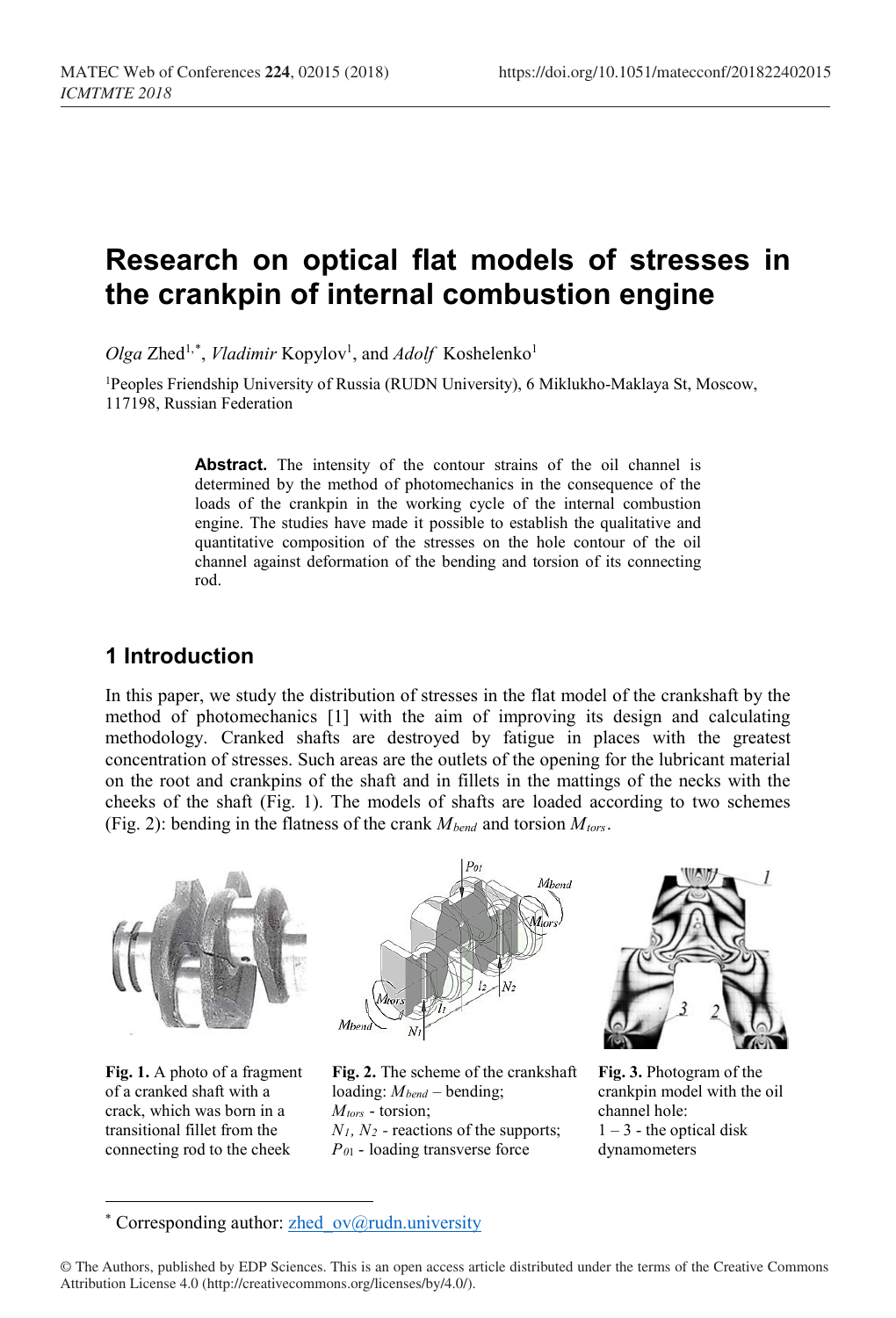# Research on optical flat models of stresses in the crankpin of internal combustion engine

*Olga* Zhed[1,*], *Vladimir* Kopylov[1], and *Adolf* Koshelenko[1]

[1]Peoples Friendship University of Russia (RUDN University), 6 Miklukho-Maklaya St, Moscow, 117198, Russian Federation

**Abstract.** The intensity of the contour strains of the oil channel is determined by the method of photomechanics in the consequence of the loads of the crankpin in the working cycle of the internal combustion engine. The studies have made it possible to establish the qualitative and quantitative composition of the stresses on the hole contour of the oil channel against deformation of the bending and torsion of its connecting rod.

## 1 Introduction

In this paper, we study the distribution of stresses in the flat model of the crankshaft by the method of photomechanics [1] with the aim of improving its design and calculating methodology. Cranked shafts are destroyed by fatigue in places with the greatest concentration of stresses. Such areas are the outlets of the opening for the lubricant material on the root and crankpins of the shaft and in fillets in the mattings of the necks with the cheeks of the shaft (Fig. 1). The models of shafts are loaded according to two schemes (Fig. 2): bending in the flatness of the crank $M_{bend}$ and torsion $M_{tors}$.

**Fig. 1.** A photo of a fragment of a cranked shaft with a crack, which was born in a transitional fillet from the connecting rod to the cheek

**Fig. 2.** The scheme of the crankshaft loading: $M_{bend}$ – bending; $M_{tors}$ - torsion; $N_1$, $N_2$ - reactions of the supports; $P_{01}$ - loading transverse force

**Fig. 3.** Photogram of the crankpin model with the oil channel hole: 1 – 3 - the optical disk dynamometers

* Corresponding author: zhed_ov@rudn.university

© The Authors, published by EDP Sciences. This is an open access article distributed under the terms of the Creative Commons Attribution License 4.0 (http://creativecommons.org/licenses/by/4.0/).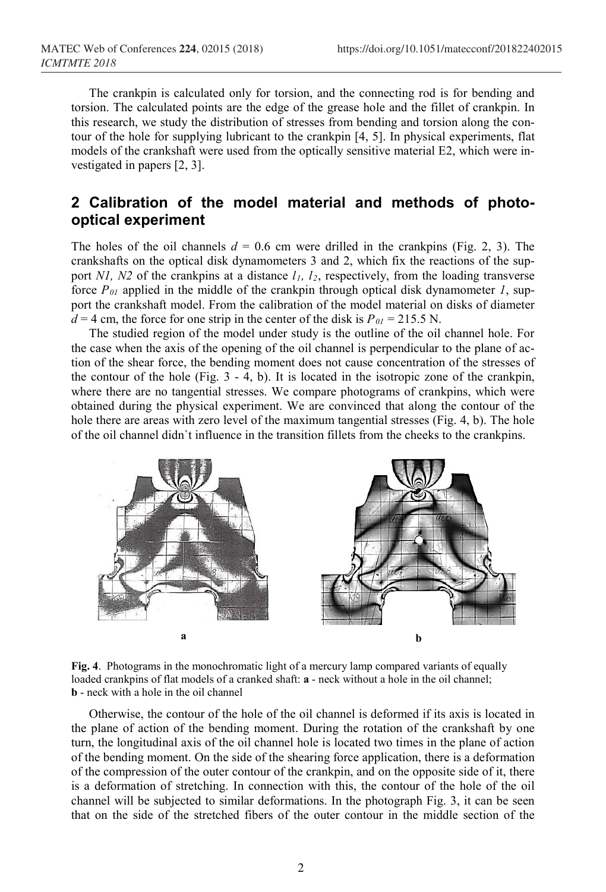The crankpin is calculated only for torsion, and the connecting rod is for bending and torsion. The calculated points are the edge of the grease hole and the fillet of crankpin. In this research, we study the distribution of stresses from bending and torsion along the contour of the hole for supplying lubricant to the crankpin [4, 5]. In physical experiments, flat models of the crankshaft were used from the optically sensitive material E2, which were investigated in papers [2, 3].

## 2 Calibration of the model material and methods of photo-optical experiment

The holes of the oil channels $d$ = 0.6 cm were drilled in the crankpins (Fig. 2, 3). The crankshafts on the optical disk dynamometers 3 and 2, which fix the reactions of the support $N1$, $N2$ of the crankpins at a distance $l_1$, $l_2$, respectively, from the loading transverse force $P_{01}$ applied in the middle of the crankpin through optical disk dynamometer $1$, support the crankshaft model. From the calibration of the model material on disks of diameter $d$ = 4 cm, the force for one strip in the center of the disk is $P_{01}$ = 215.5 N.

The studied region of the model under study is the outline of the oil channel hole. For the case when the axis of the opening of the oil channel is perpendicular to the plane of action of the shear force, the bending moment does not cause concentration of the stresses of the contour of the hole (Fig. 3 - 4, b). It is located in the isotropic zone of the crankpin, where there are no tangential stresses. We compare photograms of crankpins, which were obtained during the physical experiment. We are convinced that along the contour of the hole there are areas with zero level of the maximum tangential stresses (Fig. 4, b). The hole of the oil channel didn`t influence in the transition fillets from the cheeks to the crankpins.

**Fig. 4**. Photograms in the monochromatic light of a mercury lamp compared variants of equally loaded crankpins of flat models of a cranked shaft: **a** - neck without a hole in the oil channel; **b** - neck with a hole in the oil channel

Otherwise, the contour of the hole of the oil channel is deformed if its axis is located in the plane of action of the bending moment. During the rotation of the crankshaft by one turn, the longitudinal axis of the oil channel hole is located two times in the plane of action of the bending moment. On the side of the shearing force application, there is a deformation of the compression of the outer contour of the crankpin, and on the opposite side of it, there is a deformation of stretching. In connection with this, the contour of the hole of the oil channel will be subjected to similar deformations. In the photograph Fig. 3, it can be seen that on the side of the stretched fibers of the outer contour in the middle section of the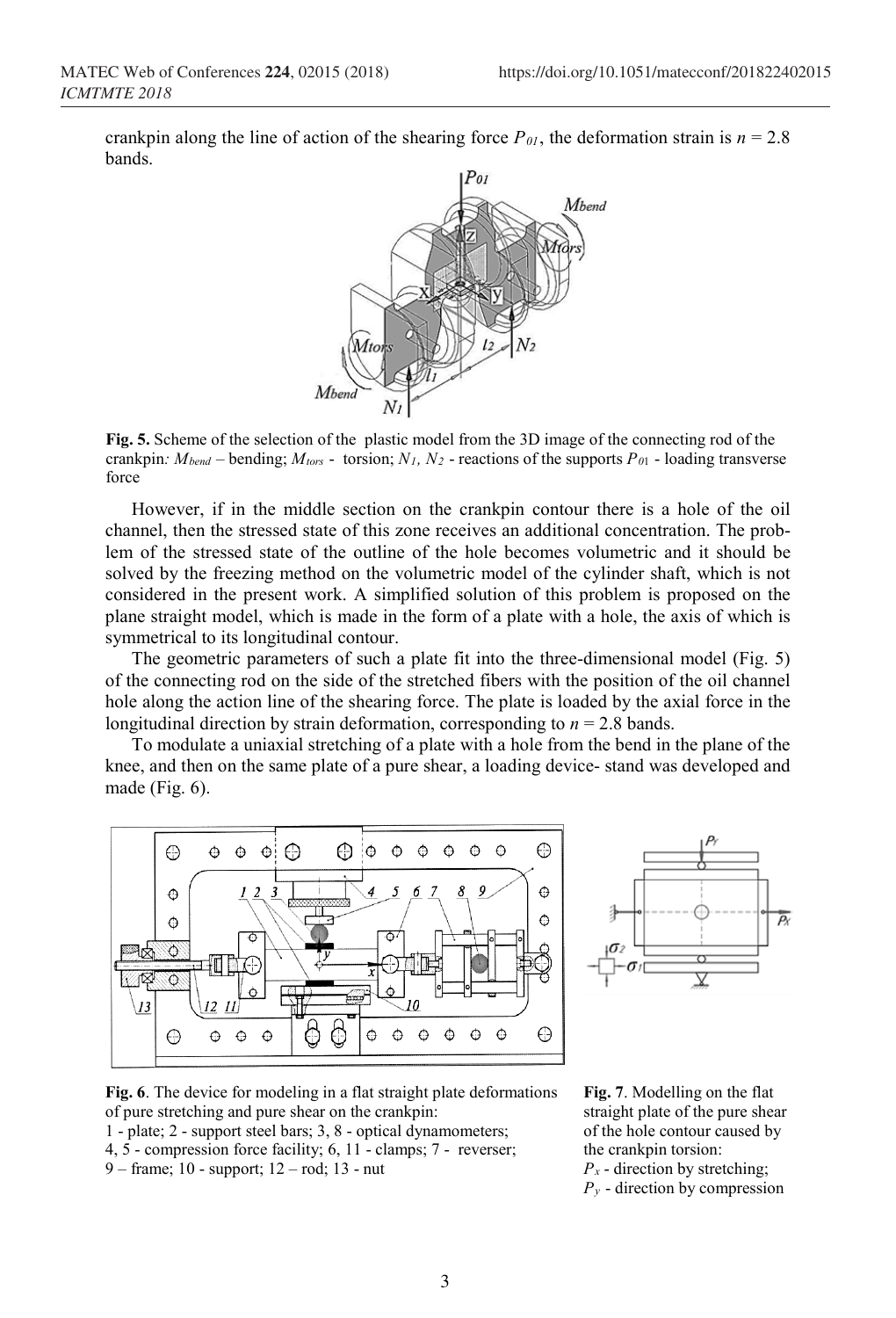crankpin along the line of action of the shearing force $P_{01}$, the deformation strain is $n = 2.8$ bands.

**Fig. 5.** Scheme of the selection of the plastic model from the 3D image of the connecting rod of the crankpin*:* $M_{bend}$ – bending; $M_{tors}$ - torsion; $N_1$, $N_2$ - reactions of the supports $P_{01}$ - loading transverse force

However, if in the middle section on the crankpin contour there is a hole of the oil channel, then the stressed state of this zone receives an additional concentration. The problem of the stressed state of the outline of the hole becomes volumetric and it should be solved by the freezing method on the volumetric model of the cylinder shaft, which is not considered in the present work. A simplified solution of this problem is proposed on the plane straight model, which is made in the form of a plate with a hole, the axis of which is symmetrical to its longitudinal contour.

The geometric parameters of such a plate fit into the three-dimensional model (Fig. 5) of the connecting rod on the side of the stretched fibers with the position of the oil channel hole along the action line of the shearing force. The plate is loaded by the axial force in the longitudinal direction by strain deformation, corresponding to $n = 2.8$ bands.

To modulate a uniaxial stretching of a plate with a hole from the bend in the plane of the knee, and then on the same plate of a pure shear, a loading device- stand was developed and made (Fig. 6).

**Fig. 6**. The device for modeling in a flat straight plate deformations of pure stretching and pure shear on the crankpin:
1 - plate; 2 - support steel bars; 3, 8 - optical dynamometers;
4, 5 - compression force facility; 6, 11 - clamps; 7 - reverser;
9 – frame; 10 - support; 12 – rod; 13 - nut

**Fig. 7**. Modelling on the flat straight plate of the pure shear of the hole contour caused by the crankpin torsion:
$P_x$ - direction by stretching;
$P_y$ - direction by compression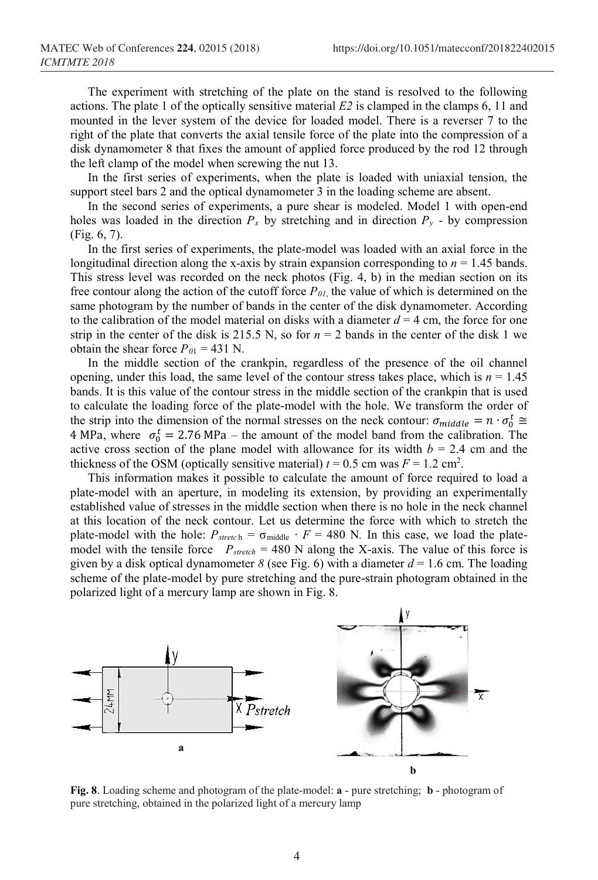The experiment with stretching of the plate on the stand is resolved to the following actions. The plate 1 of the optically sensitive material *E2* is clamped in the clamps 6, 11 and mounted in the lever system of the device for loaded model. There is a reverser 7 to the right of the plate that converts the axial tensile force of the plate into the compression of a disk dynamometer 8 that fixes the amount of applied force produced by the rod 12 through the left clamp of the model when screwing the nut 13.

In the first series of experiments, when the plate is loaded with uniaxial tension, the support steel bars 2 and the optical dynamometer 3 in the loading scheme are absent.

In the second series of experiments, a pure shear is modeled. Model 1 with open-end holes was loaded in the direction $P_x$ by stretching and in direction $P_y$ - by compression (Fig. 6, 7).

In the first series of experiments, the plate-model was loaded with an axial force in the longitudinal direction along the x-axis by strain expansion corresponding to $n = 1.45$ bands. This stress level was recorded on the neck photos (Fig. 4, b) in the median section on its free contour along the action of the cutoff force $P_{01}$, the value of which is determined on the same photogram by the number of bands in the center of the disk dynamometer. According to the calibration of the model material on disks with a diameter $d = 4$ cm, the force for one strip in the center of the disk is 215.5 N, so for $n = 2$ bands in the center of the disk 1 we obtain the shear force $P_{01} = 431$ N.

In the middle section of the crankpin, regardless of the presence of the oil channel opening, under this load, the same level of the contour stress takes place, which is $n = 1.45$ bands. It is this value of the contour stress in the middle section of the crankpin that is used to calculate the loading force of the plate-model with the hole. We transform the order of the strip into the dimension of the normal stresses on the neck contour: $\sigma_{middle} = n \cdot \sigma_0^t \cong 4$ MPa, where $\sigma_0^t = 2.76$ MPa – the amount of the model band from the calibration. The active cross section of the plane model with allowance for its width $b = 2.4$ cm and the thickness of the OSM (optically sensitive material) $t = 0.5$ cm was $F = 1.2$ cm$^2$.

This information makes it possible to calculate the amount of force required to load a plate-model with an aperture, in modeling its extension, by providing an experimentally established value of stresses in the middle section when there is no hole in the neck channel at this location of the neck contour. Let us determine the force with which to stretch the plate-model with the hole: $P_{stretch} = \sigma_{middle} \cdot F = 480$ N. In this case, we load the plate-model with the tensile force $P_{stretch} = 480$ N along the X-axis. The value of this force is given by a disk optical dynamometer *8* (see Fig. 6) with a diameter $d = 1.6$ cm. The loading scheme of the plate-model by pure stretching and the pure-strain photogram obtained in the polarized light of a mercury lamp are shown in Fig. 8.

**Fig. 8**. Loading scheme and photogram of the plate-model: **a** - pure stretching; **b** - photogram of pure stretching, obtained in the polarized light of a mercury lamp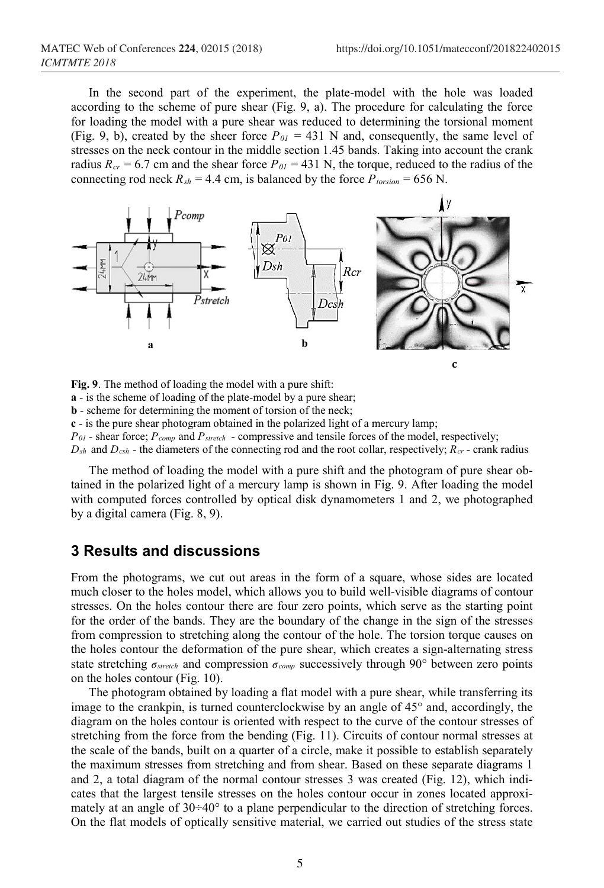In the second part of the experiment, the plate-model with the hole was loaded according to the scheme of pure shear (Fig. 9, a). The procedure for calculating the force for loading the model with a pure shear was reduced to determining the torsional moment (Fig. 9, b), created by the sheer force $P_{01}$ = 431 N and, consequently, the same level of stresses on the neck contour in the middle section 1.45 bands. Taking into account the crank radius $R_{cr}$ = 6.7 cm and the shear force $P_{01}$ = 431 N, the torque, reduced to the radius of the connecting rod neck $R_{sh}$ = 4.4 cm, is balanced by the force $P_{torsion}$ = 656 N.

**Fig. 9**. The method of loading the model with a pure shift:
**a** - is the scheme of loading of the plate-model by a pure shear;
**b** - scheme for determining the moment of torsion of the neck;
**c** - is the pure shear photogram obtained in the polarized light of a mercury lamp;
$P_{01}$ - shear force; $P_{comp}$ and $P_{stretch}$ - compressive and tensile forces of the model, respectively;
$D_{sh}$ and $D_{csh}$ - the diameters of the connecting rod and the root collar, respectively; $R_{cr}$ - crank radius

The method of loading the model with a pure shift and the photogram of pure shear obtained in the polarized light of a mercury lamp is shown in Fig. 9. After loading the model with computed forces controlled by optical disk dynamometers 1 and 2, we photographed by a digital camera (Fig. 8, 9).

## 3 Results and discussions

From the photograms, we cut out areas in the form of a square, whose sides are located much closer to the holes model, which allows you to build well-visible diagrams of contour stresses. On the holes contour there are four zero points, which serve as the starting point for the order of the bands. They are the boundary of the change in the sign of the stresses from compression to stretching along the contour of the hole. The torsion torque causes on the holes contour the deformation of the pure shear, which creates a sign-alternating stress state stretching $\sigma_{stretch}$ and compression $\sigma_{comp}$ successively through 90° between zero points on the holes contour (Fig. 10).

The photogram obtained by loading a flat model with a pure shear, while transferring its image to the crankpin, is turned counterclockwise by an angle of 45° and, accordingly, the diagram on the holes contour is oriented with respect to the curve of the contour stresses of stretching from the force from the bending (Fig. 11). Circuits of contour normal stresses at the scale of the bands, built on a quarter of a circle, make it possible to establish separately the maximum stresses from stretching and from shear. Based on these separate diagrams 1 and 2, a total diagram of the normal contour stresses 3 was created (Fig. 12), which indicates that the largest tensile stresses on the holes contour occur in zones located approximately at an angle of 30÷40° to a plane perpendicular to the direction of stretching forces. On the flat models of optically sensitive material, we carried out studies of the stress state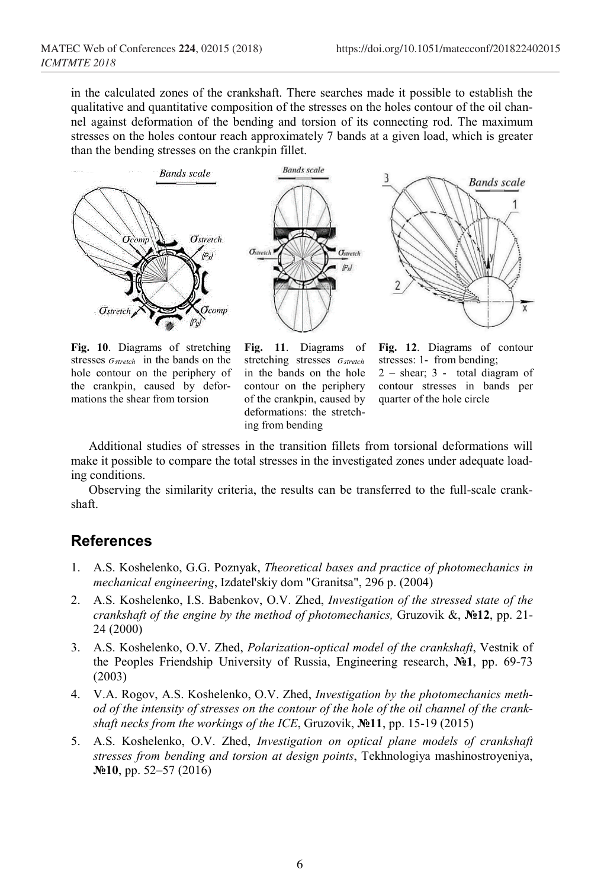in the calculated zones of the crankshaft. There searches made it possible to establish the qualitative and quantitative composition of the stresses on the holes contour of the oil channel against deformation of the bending and torsion of its connecting rod. The maximum stresses on the holes contour reach approximately 7 bands at a given load, which is greater than the bending stresses on the crankpin fillet.

Bands scale

$\sigma_{comp}$

$\sigma_{stretch}$

$(P_x)$

$\sigma_{stretch}$

$\sigma_{comp}$

$(P_y)$

**Fig. 10**. Diagrams of stretching stresses $\sigma_{stretch}$ in the bands on the hole contour on the periphery of the crankpin, caused by deformations the shear from torsion

Bands scale

$\sigma_{stretch}$

$\sigma_{stretch}$

$(P_z)$

**Fig. 11**. Diagrams of stretching stresses $\sigma_{stretch}$ in the bands on the hole contour on the periphery of the crankpin, caused by deformations: the stretching from bending

Bands scale

3

1

2

y

x

**Fig. 12**. Diagrams of contour stresses: 1- from bending; 2 – shear; 3 - total diagram of contour stresses in bands per quarter of the hole circle

Additional studies of stresses in the transition fillets from torsional deformations will make it possible to compare the total stresses in the investigated zones under adequate loading conditions.

Observing the similarity criteria, the results can be transferred to the full-scale crankshaft.

## References

1. A.S. Koshelenko, G.G. Poznyak, *Theoretical bases and practice of photomechanics in mechanical engineering*, Izdatel'skiy dom "Granitsa", 296 p. (2004)
2. A.S. Koshelenko, I.S. Babenkov, O.V. Zhed, *Investigation of the stressed state of the crankshaft of the engine by the method of photomechanics,* Gruzovik &, **№12**, pp. 21-24 (2000)
3. A.S. Koshelenko, O.V. Zhed, *Polarization-optical model of the crankshaft*, Vestnik of the Peoples Friendship University of Russia, Engineering research, **№1**, pp. 69-73 (2003)
4. V.A. Rogov, A.S. Koshelenko, O.V. Zhed, *Investigation by the photomechanics method of the intensity of stresses on the contour of the hole of the oil channel of the crankshaft necks from the workings of the ICE*, Gruzovik, **№11**, pp. 15-19 (2015)
5. A.S. Koshelenko, O.V. Zhed, *Investigation on optical plane models of crankshaft stresses from bending and torsion at design points*, Tekhnologiya mashinostroyeniya, **№10**, pp. 52–57 (2016)